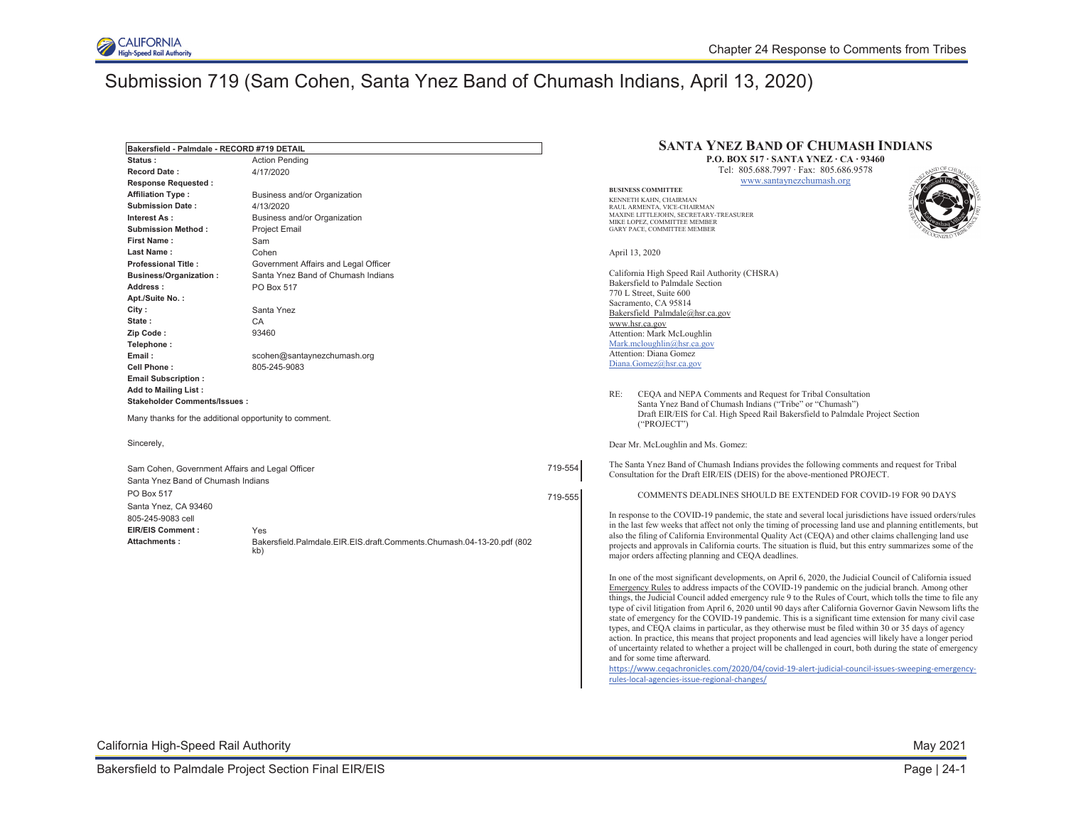# Submission 719 (Sam Cohen, Santa Ynez Band of Chumash Indians, April 13, 2020)

| Bakersfield - Palmdale - RECORD #719 DETAIL | |
|---|---|
| Status : | Action Pending |
| Record Date : | 4/17/2020 |
| Response Requested : | |
| Affiliation Type : | Business and/or Organization |
| Submission Date : | 4/13/2020 |
| Interest As : | Business and/or Organization |
| Submission Method : | Project Email |
| First Name : | Sam |
| Last Name : | Cohen |
| Professional Title : | Government Affairs and Legal Officer |
| Business/Organization : | Santa Ynez Band of Chumash Indians |
| Address : | PO Box 517 |
| Apt./Suite No. : | |
| City : | Santa Ynez |
| State : | CA |
| Zip Code : | 93460 |
| Telephone : | |
| Email : | scohen@santaynezchumash.org |
| Cell Phone : | 805-245-9083 |
| Email Subscription : | |
| Add to Mailing List : | |
| Stakeholder Comments/Issues : | |

Many thanks for the additional opportunity to comment.

Sincerely,

Sam Cohen, Government Affairs and Legal Officer
Santa Ynez Band of Chumash Indians
PO Box 517
Santa Ynez, CA 93460
805-245-9083 cell

| | |
|---|---|
| EIR/EIS Comment : | Yes |
| Attachments : | Bakersfield.Palmdale.EIR.EIS.draft.Comments.Chumash.04-13-20.pdf (802 kb) |

## SANTA YNEZ BAND OF CHUMASH INDIANS

**P.O. BOX 517 · SANTA YNEZ · CA · 93460**
Tel: 805.688.7997 · Fax: 805.686.9578
www.santaynezchumash.org

**BUSINESS COMMITTEE**
KENNETH KAHN, CHAIRMAN
RAUL ARMENTA, VICE-CHAIRMAN
MAXINE LITTLEJOHN, SECRETARY-TREASURER
MIKE LOPEZ, COMMITTEE MEMBER
GARY PACE, COMMITTEE MEMBER

April 13, 2020

California High Speed Rail Authority (CHSRA)
Bakersfield to Palmdale Section
770 L Street, Suite 600
Sacramento, CA 95814
Bakersfield_Palmdale@hsr.ca.gov
www.hsr.ca.gov
Attention: Mark McLoughlin
Mark.mcloughlin@hsr.ca.gov
Attention: Diana Gomez
Diana.Gomez@hsr.ca.gov

RE: CEQA and NEPA Comments and Request for Tribal Consultation
Santa Ynez Band of Chumash Indians ("Tribe" or "Chumash")
Draft EIR/EIS for Cal. High Speed Rail Bakersfield to Palmdale Project Section
("PROJECT")

Dear Mr. McLoughlin and Ms. Gomez:

719-554

The Santa Ynez Band of Chumash Indians provides the following comments and request for Tribal Consultation for the Draft EIR/EIS (DEIS) for the above-mentioned PROJECT.

719-555

COMMENTS DEADLINES SHOULD BE EXTENDED FOR COVID-19 FOR 90 DAYS

In response to the COVID-19 pandemic, the state and several local jurisdictions have issued orders/rules in the last few weeks that affect not only the timing of processing land use and planning entitlements, but also the filing of California Environmental Quality Act (CEQA) and other claims challenging land use projects and approvals in California courts. The situation is fluid, but this entry summarizes some of the major orders affecting planning and CEQA deadlines.

In one of the most significant developments, on April 6, 2020, the Judicial Council of California issued Emergency Rules to address impacts of the COVID-19 pandemic on the judicial branch. Among other things, the Judicial Council added emergency rule 9 to the Rules of Court, which tolls the time to file any type of civil litigation from April 6, 2020 until 90 days after California Governor Gavin Newsom lifts the state of emergency for the COVID-19 pandemic. This is a significant time extension for many civil case types, and CEQA claims in particular, as they otherwise must be filed within 30 or 35 days of agency action. In practice, this means that project proponents and lead agencies will likely have a longer period of uncertainty related to whether a project will be challenged in court, both during the state of emergency and for some time afterward.
https://www.ceqachronicles.com/2020/04/covid-19-alert-judicial-council-issues-sweeping-emergency-rules-local-agencies-issue-regional-changes/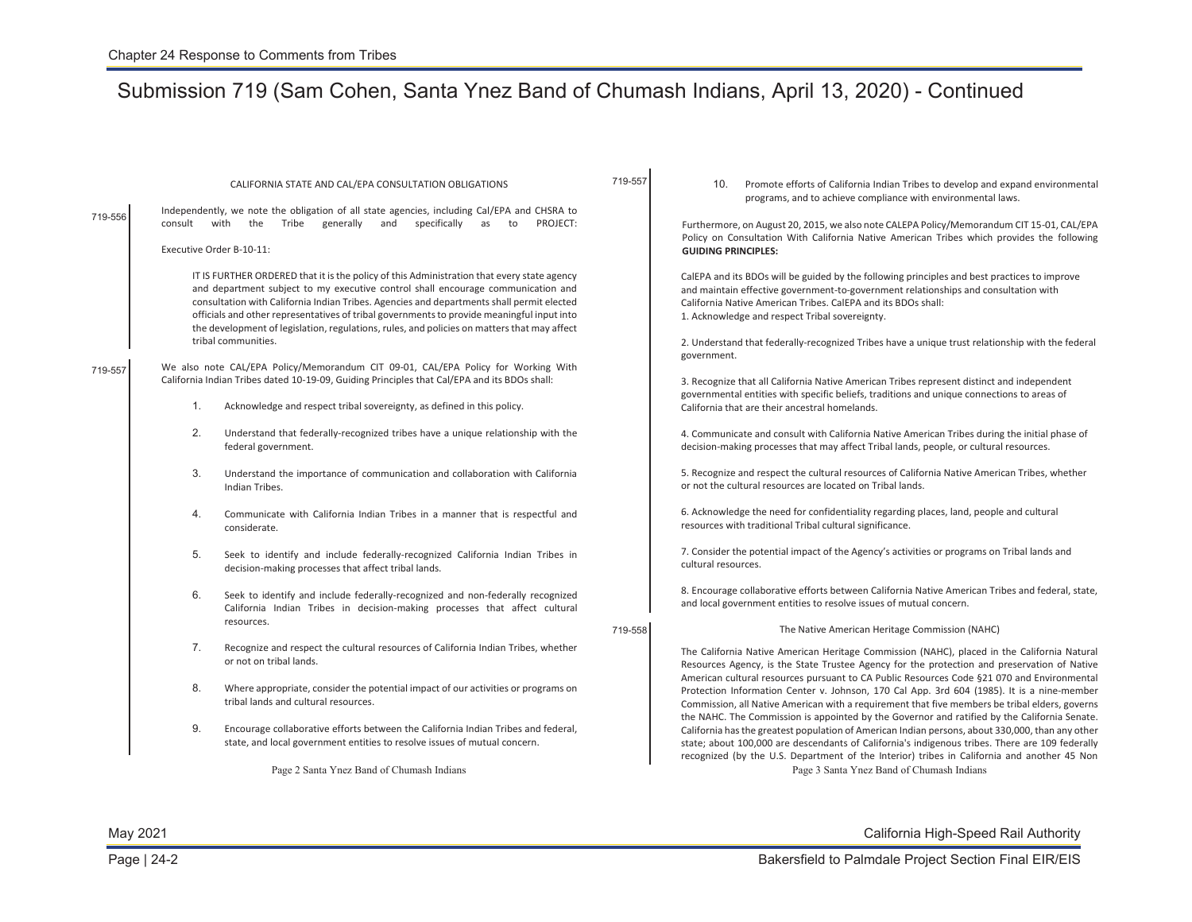# Submission 719 (Sam Cohen, Santa Ynez Band of Chumash Indians, April 13, 2020) - Continued

CALIFORNIA STATE AND CAL/EPA CONSULTATION OBLIGATIONS

719-556

Independently, we note the obligation of all state agencies, including Cal/EPA and CHSRA to consult with the Tribe generally and specifically as to PROJECT:

Executive Order B-10-11:

> IT IS FURTHER ORDERED that it is the policy of this Administration that every state agency and department subject to my executive control shall encourage communication and consultation with California Indian Tribes. Agencies and departments shall permit elected officials and other representatives of tribal governments to provide meaningful input into the development of legislation, regulations, rules, and policies on matters that may affect tribal communities.

719-557

We also note CAL/EPA Policy/Memorandum CIT 09-01, CAL/EPA Policy for Working With California Indian Tribes dated 10-19-09, Guiding Principles that Cal/EPA and its BDOs shall:

1. Acknowledge and respect tribal sovereignty, as defined in this policy.
2. Understand that federally-recognized tribes have a unique relationship with the federal government.
3. Understand the importance of communication and collaboration with California Indian Tribes.
4. Communicate with California Indian Tribes in a manner that is respectful and considerate.
5. Seek to identify and include federally-recognized California Indian Tribes in decision-making processes that affect tribal lands.
6. Seek to identify and include federally-recognized and non-federally recognized California Indian Tribes in decision-making processes that affect cultural resources.
7. Recognize and respect the cultural resources of California Indian Tribes, whether or not on tribal lands.
8. Where appropriate, consider the potential impact of our activities or programs on tribal lands and cultural resources.
9. Encourage collaborative efforts between the California Indian Tribes and federal, state, and local government entities to resolve issues of mutual concern.

Page 2 Santa Ynez Band of Chumash Indians

719-557

10. Promote efforts of California Indian Tribes to develop and expand environmental programs, and to achieve compliance with environmental laws.

Furthermore, on August 20, 2015, we also note CALEPA Policy/Memorandum CIT 15-01, CAL/EPA Policy on Consultation With California Native American Tribes which provides the following **GUIDING PRINCIPLES:**

CalEPA and its BDOs will be guided by the following principles and best practices to improve and maintain effective government-to-government relationships and consultation with California Native American Tribes. CalEPA and its BDOs shall:

1. Acknowledge and respect Tribal sovereignty.
2. Understand that federally-recognized Tribes have a unique trust relationship with the federal government.
3. Recognize that all California Native American Tribes represent distinct and independent governmental entities with specific beliefs, traditions and unique connections to areas of California that are their ancestral homelands.
4. Communicate and consult with California Native American Tribes during the initial phase of decision-making processes that may affect Tribal lands, people, or cultural resources.
5. Recognize and respect the cultural resources of California Native American Tribes, whether or not the cultural resources are located on Tribal lands.
6. Acknowledge the need for confidentiality regarding places, land, people and cultural resources with traditional Tribal cultural significance.
7. Consider the potential impact of the Agency's activities or programs on Tribal lands and cultural resources.
8. Encourage collaborative efforts between California Native American Tribes and federal, state, and local government entities to resolve issues of mutual concern.

719-558

The Native American Heritage Commission (NAHC)

The California Native American Heritage Commission (NAHC), placed in the California Natural Resources Agency, is the State Trustee Agency for the protection and preservation of Native American cultural resources pursuant to CA Public Resources Code §21 070 and Environmental Protection Information Center v. Johnson, 170 Cal App. 3rd 604 (1985). It is a nine-member Commission, all Native American with a requirement that five members be tribal elders, governs the NAHC. The Commission is appointed by the Governor and ratified by the California Senate. California has the greatest population of American Indian persons, about 330,000, than any other state; about 100,000 are descendants of California's indigenous tribes. There are 109 federally recognized (by the U.S. Department of the Interior) tribes in California and another 45 Non

Page 3 Santa Ynez Band of Chumash Indians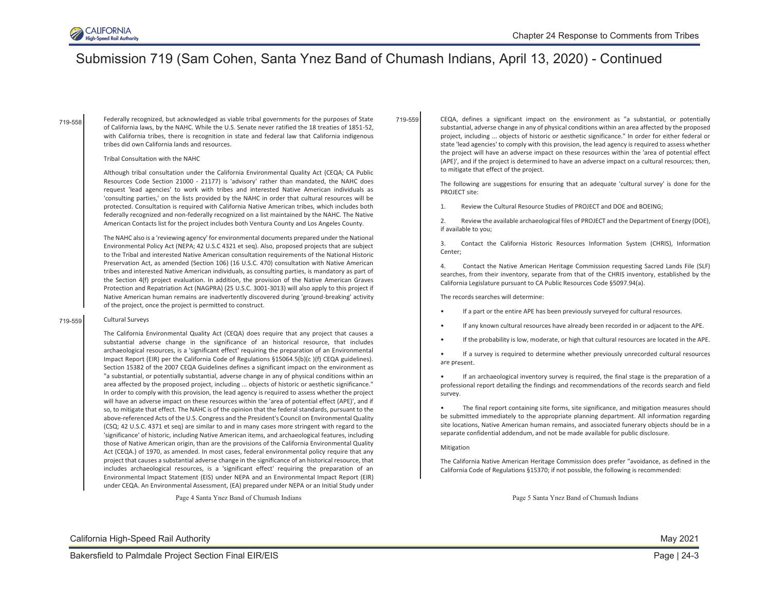# Submission 719 (Sam Cohen, Santa Ynez Band of Chumash Indians, April 13, 2020) - Continued

719-558

Federally recognized, but acknowledged as viable tribal governments for the purposes of State of California laws, by the NAHC. While the U.S. Senate never ratified the 18 treaties of 1851-52, with California tribes, there is recognition in state and federal law that California indigenous tribes did own California lands and resources.

Tribal Consultation with the NAHC

Although tribal consultation under the California Environmental Quality Act (CEQA; CA Public Resources Code Section 21000 - 21177) is 'advisory' rather than mandated, the NAHC does request 'lead agencies' to work with tribes and interested Native American individuals as 'consulting parties,' on the lists provided by the NAHC in order that cultural resources will be protected. Consultation is required with California Native American tribes, which includes both federally recognized and non-federally recognized on a list maintained by the NAHC. The Native American Contacts list for the project includes both Ventura County and Los Angeles County.

The NAHC also is a 'reviewing agency' for environmental documents prepared under the National Environmental Policy Act (NEPA; 42 U.S.C 4321 et seq). Also, proposed projects that are subject to the Tribal and interested Native American consultation requirements of the National Historic Preservation Act, as amended (Section 106) (16 U.S.C. 470) consultation with Native American tribes and interested Native American individuals, as consulting parties, is mandatory as part of the Section 4(f) project evaluation. In addition, the provision of the Native American Graves Protection and Repatriation Act (NAGPRA) (25 U.S.C. 3001-3013) will also apply to this project if Native American human remains are inadvertently discovered during 'ground-breaking' activity of the project, once the project is permitted to construct.

719-559

Cultural Surveys

The California Environmental Quality Act (CEQA) does require that any project that causes a substantial adverse change in the significance of an historical resource, that includes archaeological resources, is a 'significant effect' requiring the preparation of an Environmental Impact Report (EIR) per the California Code of Regulations §15064.5(b)(c )(f) CEQA guidelines). Section 15382 of the 2007 CEQA Guidelines defines a significant impact on the environment as "a substantial, or potentially substantial, adverse change in any of physical conditions within an area affected by the proposed project, including ... objects of historic or aesthetic significance." In order to comply with this provision, the lead agency is required to assess whether the project will have an adverse impact on these resources within the 'area of potential effect (APE)', and if so, to mitigate that effect. The NAHC is of the opinion that the federal standards, pursuant to the above-referenced Acts of the U.S. Congress and the President's Council on Environmental Quality (CSQ; 42 U.S.C. 4371 et seq) are similar to and in many cases more stringent with regard to the 'significance' of historic, including Native American items, and archaeological features, including those of Native American origin, than are the provisions of the California Environmental Quality Act (CEQA.) of 1970, as amended. In most cases, federal environmental policy require that any project that causes a substantial adverse change in the significance of an historical resource, that includes archaeological resources, is a 'significant effect' requiring the preparation of an Environmental Impact Statement (EIS) under NEPA and an Environmental Impact Report (EIR) under CEQA. An Environmental Assessment, (EA) prepared under NEPA or an Initial Study under

Page 4 Santa Ynez Band of Chumash Indians

719-559

CEQA, defines a significant impact on the environment as "a substantial, or potentially substantial, adverse change in any of physical conditions within an area affected by the proposed project, including ... objects of historic or aesthetic significance." In order for either federal or state 'lead agencies' to comply with this provision, the lead agency is required to assess whether the project will have an adverse impact on these resources within the 'area of potential effect (APE)', and if the project is determined to have an adverse impact on a cultural resources; then, to mitigate that effect of the project.

The following are suggestions for ensuring that an adequate 'cultural survey' is done for the PROJECT site:

1. Review the Cultural Resource Studies of PROJECT and DOE and BOEING;
2. Review the available archaeological files of PROJECT and the Department of Energy (DOE), if available to you;
3. Contact the California Historic Resources Information System (CHRIS), Information Center;
4. Contact the Native American Heritage Commission requesting Sacred Lands File (SLF) searches, from their inventory, separate from that of the CHRIS inventory, established by the California Legislature pursuant to CA Public Resources Code §5097.94(a).

The records searches will determine:

- If a part or the entire APE has been previously surveyed for cultural resources.
- If any known cultural resources have already been recorded in or adjacent to the APE.
- If the probability is low, moderate, or high that cultural resources are located in the APE.
- If a survey is required to determine whether previously unrecorded cultural resources are present.
- If an archaeological inventory survey is required, the final stage is the preparation of a professional report detailing the findings and recommendations of the records search and field survey.
- The final report containing site forms, site significance, and mitigation measures should be submitted immediately to the appropriate planning department. All information regarding site locations, Native American human remains, and associated funerary objects should be in a separate confidential addendum, and not be made available for public disclosure.

Mitigation

The California Native American Heritage Commission does prefer "avoidance, as defined in the California Code of Regulations §15370; if not possible, the following is recommended:

Page 5 Santa Ynez Band of Chumash Indians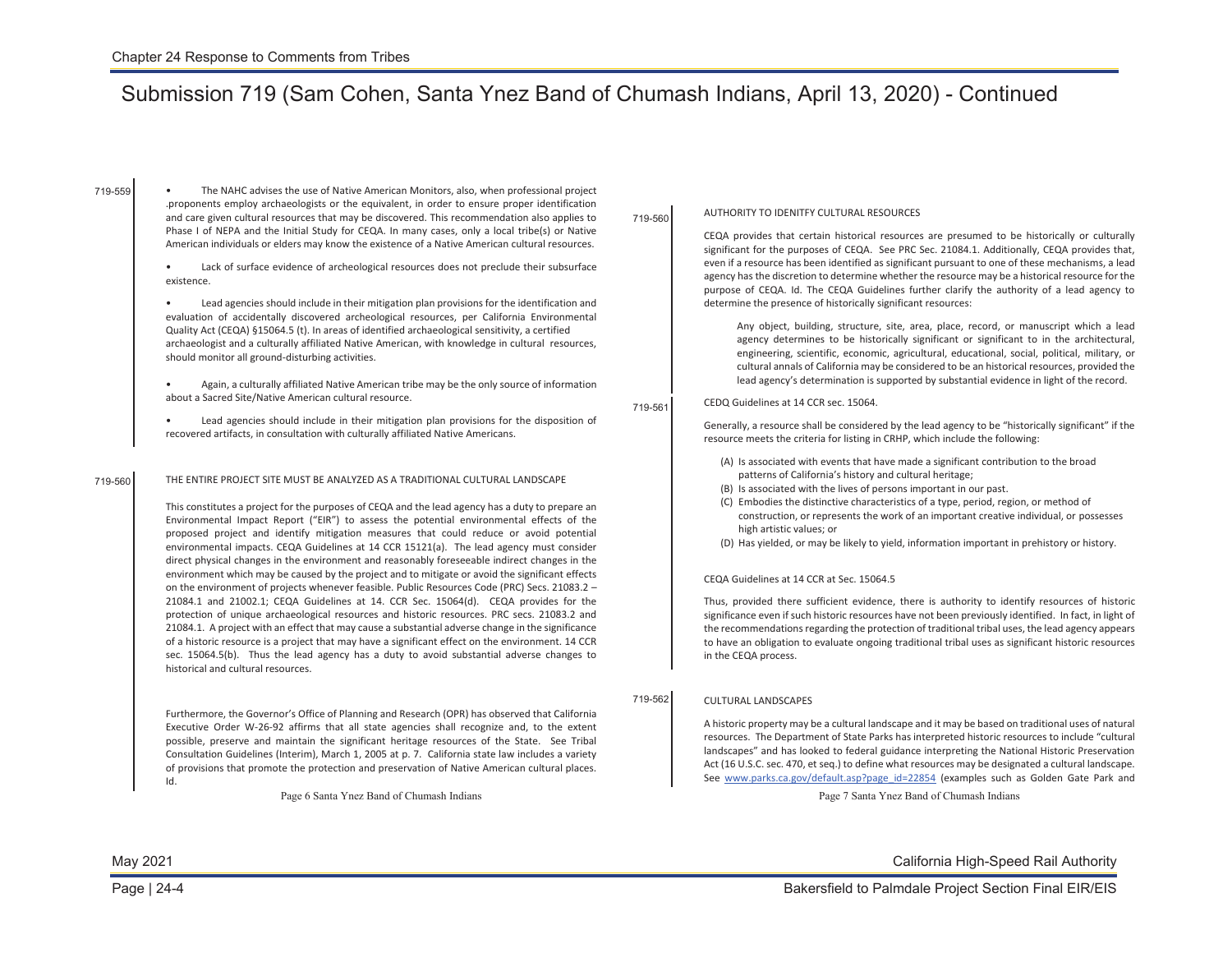# Submission 719 (Sam Cohen, Santa Ynez Band of Chumash Indians, April 13, 2020) - Continued

719-559

- The NAHC advises the use of Native American Monitors, also, when professional project .proponents employ archaeologists or the equivalent, in order to ensure proper identification and care given cultural resources that may be discovered. This recommendation also applies to Phase I of NEPA and the Initial Study for CEQA. In many cases, only a local tribe(s) or Native American individuals or elders may know the existence of a Native American cultural resources.

- Lack of surface evidence of archeological resources does not preclude their subsurface existence.

- Lead agencies should include in their mitigation plan provisions for the identification and evaluation of accidentally discovered archeological resources, per California Environmental Quality Act (CEQA) §15064.5 (t). In areas of identified archaeological sensitivity, a certified archaeologist and a culturally affiliated Native American, with knowledge in cultural resources, should monitor all ground-disturbing activities.

- Again, a culturally affiliated Native American tribe may be the only source of information about a Sacred Site/Native American cultural resource.

- Lead agencies should include in their mitigation plan provisions for the disposition of recovered artifacts, in consultation with culturally affiliated Native Americans.

719-560

THE ENTIRE PROJECT SITE MUST BE ANALYZED AS A TRADITIONAL CULTURAL LANDSCAPE

This constitutes a project for the purposes of CEQA and the lead agency has a duty to prepare an Environmental Impact Report ("EIR") to assess the potential environmental effects of the proposed project and identify mitigation measures that could reduce or avoid potential environmental impacts. CEQA Guidelines at 14 CCR 15121(a). The lead agency must consider direct physical changes in the environment and reasonably foreseeable indirect changes in the environment which may be caused by the project and to mitigate or avoid the significant effects on the environment of projects whenever feasible. Public Resources Code (PRC) Secs. 21083.2 – 21084.1 and 21002.1; CEQA Guidelines at 14. CCR Sec. 15064(d). CEQA provides for the protection of unique archaeological resources and historic resources. PRC secs. 21083.2 and 21084.1. A project with an effect that may cause a substantial adverse change in the significance of a historic resource is a project that may have a significant effect on the environment. 14 CCR sec. 15064.5(b). Thus the lead agency has a duty to avoid substantial adverse changes to historical and cultural resources.

Furthermore, the Governor's Office of Planning and Research (OPR) has observed that California Executive Order W-26-92 affirms that all state agencies shall recognize and, to the extent possible, preserve and maintain the significant heritage resources of the State. See Tribal Consultation Guidelines (Interim), March 1, 2005 at p. 7. California state law includes a variety of provisions that promote the protection and preservation of Native American cultural places. Id.

Page 6 Santa Ynez Band of Chumash Indians

719-560

AUTHORITY TO IDENITFY CULTURAL RESOURCES

CEQA provides that certain historical resources are presumed to be historically or culturally significant for the purposes of CEQA. See PRC Sec. 21084.1. Additionally, CEQA provides that, even if a resource has been identified as significant pursuant to one of these mechanisms, a lead agency has the discretion to determine whether the resource may be a historical resource for the purpose of CEQA. Id. The CEQA Guidelines further clarify the authority of a lead agency to determine the presence of historically significant resources:

> Any object, building, structure, site, area, place, record, or manuscript which a lead agency determines to be historically significant or significant to in the architectural, engineering, scientific, economic, agricultural, educational, social, political, military, or cultural annals of California may be considered to be an historical resources, provided the lead agency's determination is supported by substantial evidence in light of the record.

719-561

CEDQ Guidelines at 14 CCR sec. 15064.

Generally, a resource shall be considered by the lead agency to be "historically significant" if the resource meets the criteria for listing in CRHP, which include the following:

(A) Is associated with events that have made a significant contribution to the broad patterns of California's history and cultural heritage;
(B) Is associated with the lives of persons important in our past.
(C) Embodies the distinctive characteristics of a type, period, region, or method of construction, or represents the work of an important creative individual, or possesses high artistic values; or
(D) Has yielded, or may be likely to yield, information important in prehistory or history.

CEQA Guidelines at 14 CCR at Sec. 15064.5

Thus, provided there sufficient evidence, there is authority to identify resources of historic significance even if such historic resources have not been previously identified. In fact, in light of the recommendations regarding the protection of traditional tribal uses, the lead agency appears to have an obligation to evaluate ongoing traditional tribal uses as significant historic resources in the CEQA process.

719-562

CULTURAL LANDSCAPES

A historic property may be a cultural landscape and it may be based on traditional uses of natural resources. The Department of State Parks has interpreted historic resources to include "cultural landscapes" and has looked to federal guidance interpreting the National Historic Preservation Act (16 U.S.C. sec. 470, et seq.) to define what resources may be designated a cultural landscape. See www.parks.ca.gov/default.asp?page_id=22854 (examples such as Golden Gate Park and

Page 7 Santa Ynez Band of Chumash Indians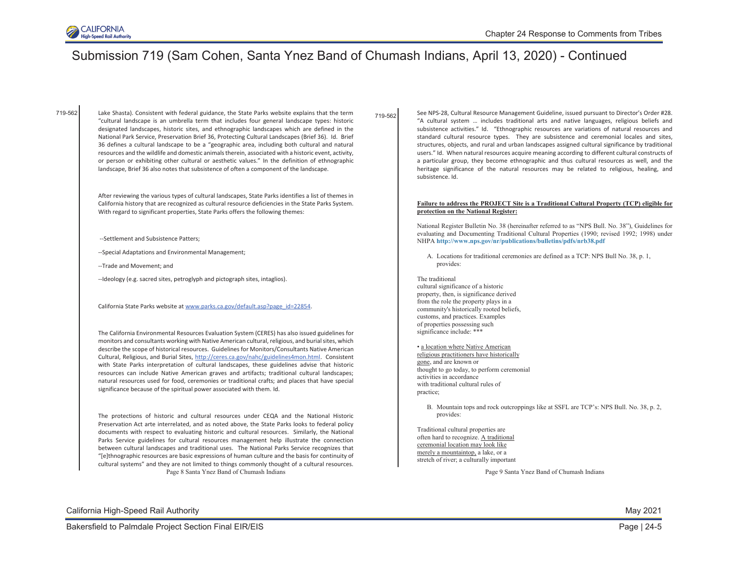# Submission 719 (Sam Cohen, Santa Ynez Band of Chumash Indians, April 13, 2020) - Continued

719-562

Lake Shasta). Consistent with federal guidance, the State Parks website explains that the term "cultural landscape is an umbrella term that includes four general landscape types: historic designated landscapes, historic sites, and ethnographic landscapes which are defined in the National Park Service, Preservation Brief 36, Protecting Cultural Landscapes (Brief 36). Id. Brief 36 defines a cultural landscape to be a "geographic area, including both cultural and natural resources and the wildlife and domestic animals therein, associated with a historic event, activity, or person or exhibiting other cultural or aesthetic values." In the definition of ethnographic landscape, Brief 36 also notes that subsistence of often a component of the landscape.

After reviewing the various types of cultural landscapes, State Parks identifies a list of themes in California history that are recognized as cultural resource deficiencies in the State Parks System. With regard to significant properties, State Parks offers the following themes:

--Settlement and Subsistence Patters;

--Special Adaptations and Environmental Management;

--Trade and Movement; and

--Ideology (e.g. sacred sites, petroglyph and pictograph sites, intaglios).

California State Parks website at www.parks.ca.gov/default.asp?page_id=22854.

The California Environmental Resources Evaluation System (CERES) has also issued guidelines for monitors and consultants working with Native American cultural, religious, and burial sites, which describe the scope of historical resources. Guidelines for Monitors/Consultants Native American Cultural, Religious, and Burial Sites, http://ceres.ca.gov/nahc/guidelines4mon.html. Consistent with State Parks interpretation of cultural landscapes, these guidelines advise that historic resources can include Native American graves and artifacts; traditional cultural landscapes; natural resources used for food, ceremonies or traditional crafts; and places that have special significance because of the spiritual power associated with them. Id.

The protections of historic and cultural resources under CEQA and the National Historic Preservation Act arte interrelated, and as noted above, the State Parks looks to federal policy documents with respect to evaluating historic and cultural resources. Similarly, the National Parks Service guidelines for cultural resources management help illustrate the connection between cultural landscapes and traditional uses. The National Parks Service recognizes that "[e]thnographic resources are basic expressions of human culture and the basis for continuity of cultural systems" and they are not limited to things commonly thought of a cultural resources.

Page 8 Santa Ynez Band of Chumash Indians

719-562

See NPS-28, Cultural Resource Management Guideline, issued pursuant to Director's Order #28. "A cultural system … includes traditional arts and native languages, religious beliefs and subsistence activities." Id. "Ethnographic resources are variations of natural resources and standard cultural resource types. They are subsistence and ceremonial locales and sites, structures, objects, and rural and urban landscapes assigned cultural significance by traditional users." Id. When natural resources acquire meaning according to different cultural constructs of a particular group, they become ethnographic and thus cultural resources as well, and the heritage significance of the natural resources may be related to religious, healing, and subsistence. Id.

**Failure to address the PROJECT Site is a Traditional Cultural Property (TCP) eligible for protection on the National Register:**

National Register Bulletin No. 38 (hereinafter referred to as "NPS Bull. No. 38"), Guidelines for evaluating and Documenting Traditional Cultural Properties (1990; revised 1992; 1998) under NHPA **http://www.nps.gov/nr/publications/bulletins/pdfs/nrb38.pdf**

A. Locations for traditional ceremonies are defined as a TCP: NPS Bull No. 38, p. 1, provides:

The traditional cultural significance of a historic property, then, is significance derived from the role the property plays in a community's historically rooted beliefs, customs, and practices. Examples of properties possessing such significance include: ***

• a location where Native American religious practitioners have historically gone, and are known or thought to go today, to perform ceremonial activities in accordance with traditional cultural rules of practice;

B. Mountain tops and rock outcroppings like at SSFL are TCP's: NPS Bull. No. 38, p. 2, provides:

Traditional cultural properties are often hard to recognize. A traditional ceremonial location may look like merely a mountaintop, a lake, or a stretch of river; a culturally important

Page 9 Santa Ynez Band of Chumash Indians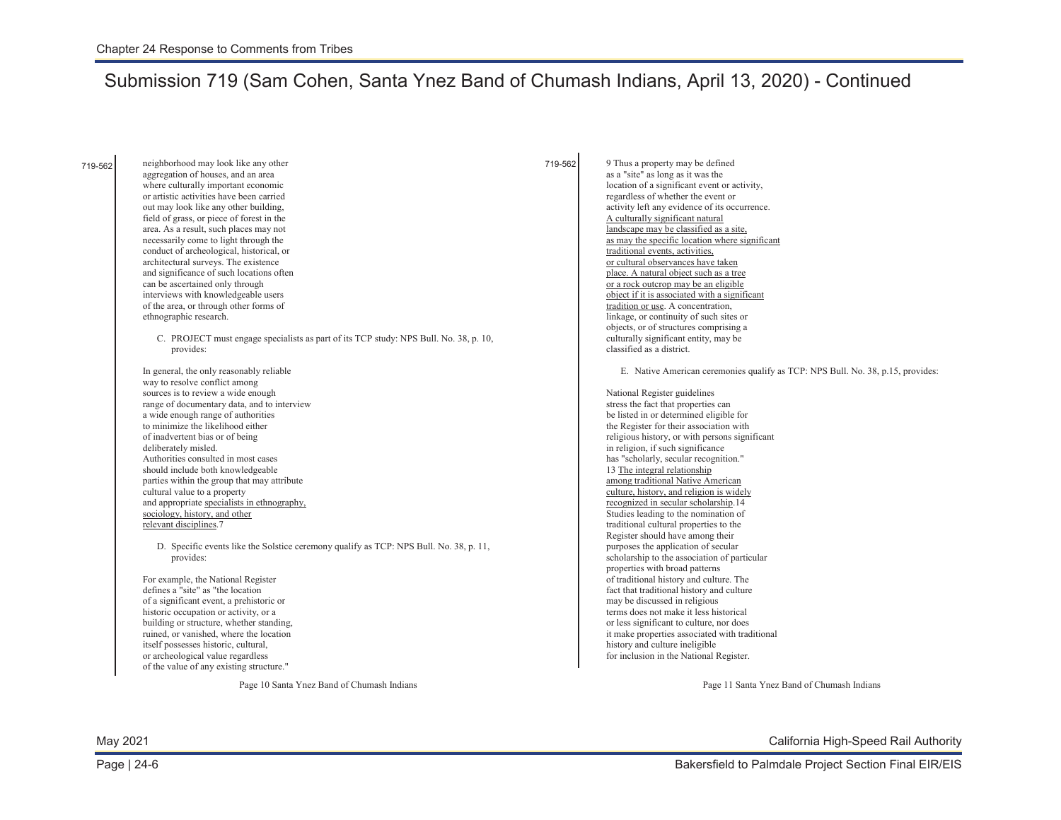# Submission 719 (Sam Cohen, Santa Ynez Band of Chumash Indians, April 13, 2020) - Continued

719-562

neighborhood may look like any other aggregation of houses, and an area where culturally important economic or artistic activities have been carried out may look like any other building, field of grass, or piece of forest in the area. As a result, such places may not necessarily come to light through the conduct of archeological, historical, or architectural surveys. The existence and significance of such locations often can be ascertained only through interviews with knowledgeable users of the area, or through other forms of ethnographic research.

C. PROJECT must engage specialists as part of its TCP study: NPS Bull. No. 38, p. 10, provides:

In general, the only reasonably reliable way to resolve conflict among sources is to review a wide enough range of documentary data, and to interview a wide enough range of authorities to minimize the likelihood either of inadvertent bias or of being deliberately misled. Authorities consulted in most cases should include both knowledgeable parties within the group that may attribute cultural value to a property and appropriate specialists in ethnography, sociology, history, and other relevant disciplines.7

D. Specific events like the Solstice ceremony qualify as TCP: NPS Bull. No. 38, p. 11, provides:

For example, the National Register defines a "site" as "the location of a significant event, a prehistoric or historic occupation or activity, or a building or structure, whether standing, ruined, or vanished, where the location itself possesses historic, cultural, or archeological value regardless of the value of any existing structure."

Page 10 Santa Ynez Band of Chumash Indians

719-562

9 Thus a property may be defined as a "site" as long as it was the location of a significant event or activity, regardless of whether the event or activity left any evidence of its occurrence. A culturally significant natural landscape may be classified as a site, as may the specific location where significant traditional events, activities, or cultural observances have taken place. A natural object such as a tree or a rock outcrop may be an eligible object if it is associated with a significant tradition or use. A concentration, linkage, or continuity of such sites or objects, or of structures comprising a culturally significant entity, may be classified as a district.

E. Native American ceremonies qualify as TCP: NPS Bull. No. 38, p.15, provides:

National Register guidelines stress the fact that properties can be listed in or determined eligible for the Register for their association with religious history, or with persons significant in religion, if such significance has "scholarly, secular recognition." 13 The integral relationship among traditional Native American culture, history, and religion is widely recognized in secular scholarship.14 Studies leading to the nomination of traditional cultural properties to the Register should have among their purposes the application of secular scholarship to the association of particular properties with broad patterns of traditional history and culture. The fact that traditional history and culture may be discussed in religious terms does not make it less historical or less significant to culture, nor does it make properties associated with traditional history and culture ineligible for inclusion in the National Register.

Page 11 Santa Ynez Band of Chumash Indians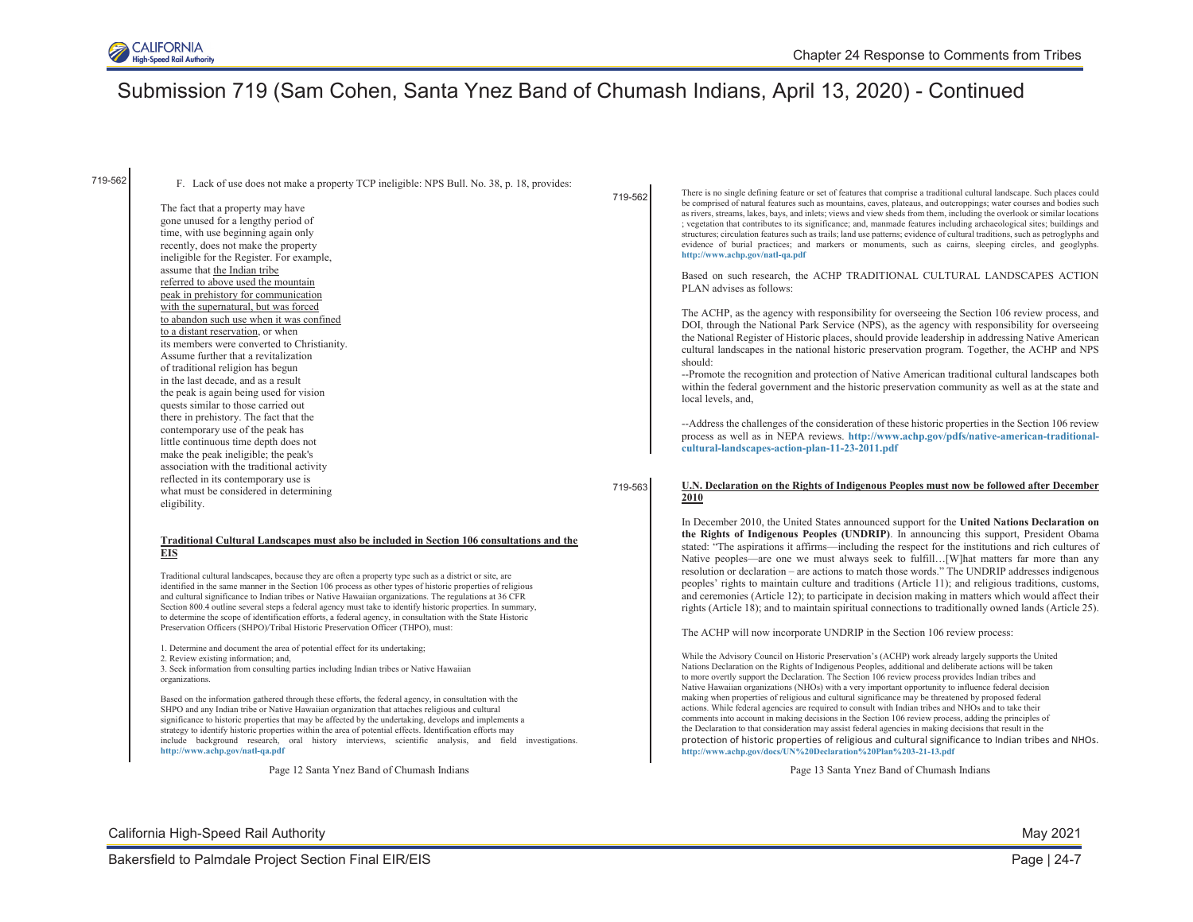# Submission 719 (Sam Cohen, Santa Ynez Band of Chumash Indians, April 13, 2020) - Continued

719-562

F. Lack of use does not make a property TCP ineligible: NPS Bull. No. 38, p. 18, provides:

The fact that a property may have gone unused for a lengthy period of time, with use beginning again only recently, does not make the property ineligible for the Register. For example, assume that <u>the Indian tribe referred to above used the mountain peak in prehistory for communication with the supernatural, but was forced to abandon such use when it was confined to a distant reservation</u>, or when its members were converted to Christianity. Assume further that a revitalization of traditional religion has begun in the last decade, and as a result the peak is again being used for vision quests similar to those carried out there in prehistory. The fact that the contemporary use of the peak has little continuous time depth does not make the peak ineligible; the peak's association with the traditional activity reflected in its contemporary use is what must be considered in determining eligibility.

**<u>Traditional Cultural Landscapes must also be included in Section 106 consultations and the EIS</u>**

Traditional cultural landscapes, because they are often a property type such as a district or site, are identified in the same manner in the Section 106 process as other types of historic properties of religious and cultural significance to Indian tribes or Native Hawaiian organizations. The regulations at 36 CFR Section 800.4 outline several steps a federal agency must take to identify historic properties. In summary, to determine the scope of identification efforts, a federal agency, in consultation with the State Historic Preservation Officers (SHPO)/Tribal Historic Preservation Officer (THPO), must:

1. Determine and document the area of potential effect for its undertaking;
2. Review existing information; and,
3. Seek information from consulting parties including Indian tribes or Native Hawaiian organizations.

Based on the information gathered through these efforts, the federal agency, in consultation with the SHPO and any Indian tribe or Native Hawaiian organization that attaches religious and cultural significance to historic properties that may be affected by the undertaking, develops and implements a strategy to identify historic properties within the area of potential effects. Identification efforts may include background research, oral history interviews, scientific analysis, and field investigations. **http://www.achp.gov/natl-qa.pdf**

Page 12 Santa Ynez Band of Chumash Indians

719-562

There is no single defining feature or set of features that comprise a traditional cultural landscape. Such places could be comprised of natural features such as mountains, caves, plateaus, and outcroppings; water courses and bodies such as rivers, streams, lakes, bays, and inlets; views and view sheds from them, including the overlook or similar locations ; vegetation that contributes to its significance; and, manmade features including archaeological sites; buildings and structures; circulation features such as trails; land use patterns; evidence of cultural traditions, such as petroglyphs and evidence of burial practices; and markers or monuments, such as cairns, sleeping circles, and geoglyphs. **http://www.achp.gov/natl-qa.pdf**

Based on such research, the ACHP TRADITIONAL CULTURAL LANDSCAPES ACTION PLAN advises as follows:

The ACHP, as the agency with responsibility for overseeing the Section 106 review process, and DOI, through the National Park Service (NPS), as the agency with responsibility for overseeing the National Register of Historic places, should provide leadership in addressing Native American cultural landscapes in the national historic preservation program. Together, the ACHP and NPS should:

--Promote the recognition and protection of Native American traditional cultural landscapes both within the federal government and the historic preservation community as well as at the state and local levels, and,

--Address the challenges of the consideration of these historic properties in the Section 106 review process as well as in NEPA reviews. **http://www.achp.gov/pdfs/native-american-traditional-cultural-landscapes-action-plan-11-23-2011.pdf**

719-563

**<u>U.N. Declaration on the Rights of Indigenous Peoples must now be followed after December 2010</u>**

In December 2010, the United States announced support for the **United Nations Declaration on the Rights of Indigenous Peoples (UNDRIP)**. In announcing this support, President Obama stated: "The aspirations it affirms—including the respect for the institutions and rich cultures of Native peoples—are one we must always seek to fulfill…[W]hat matters far more than any resolution or declaration – are actions to match those words." The UNDRIP addresses indigenous peoples' rights to maintain culture and traditions (Article 11); and religious traditions, customs, and ceremonies (Article 12); to participate in decision making in matters which would affect their rights (Article 18); and to maintain spiritual connections to traditionally owned lands (Article 25).

The ACHP will now incorporate UNDRIP in the Section 106 review process:

While the Advisory Council on Historic Preservation's (ACHP) work already largely supports the United Nations Declaration on the Rights of Indigenous Peoples, additional and deliberate actions will be taken to more overtly support the Declaration. The Section 106 review process provides Indian tribes and Native Hawaiian organizations (NHOs) with a very important opportunity to influence federal decision making when properties of religious and cultural significance may be threatened by proposed federal actions. While federal agencies are required to consult with Indian tribes and NHOs and to take their comments into account in making decisions in the Section 106 review process, adding the principles of the Declaration to that consideration may assist federal agencies in making decisions that result in the protection of historic properties of religious and cultural significance to Indian tribes and NHOs. **http://www.achp.gov/docs/UN%20Declaration%20Plan%203-21-13.pdf**

Page 13 Santa Ynez Band of Chumash Indians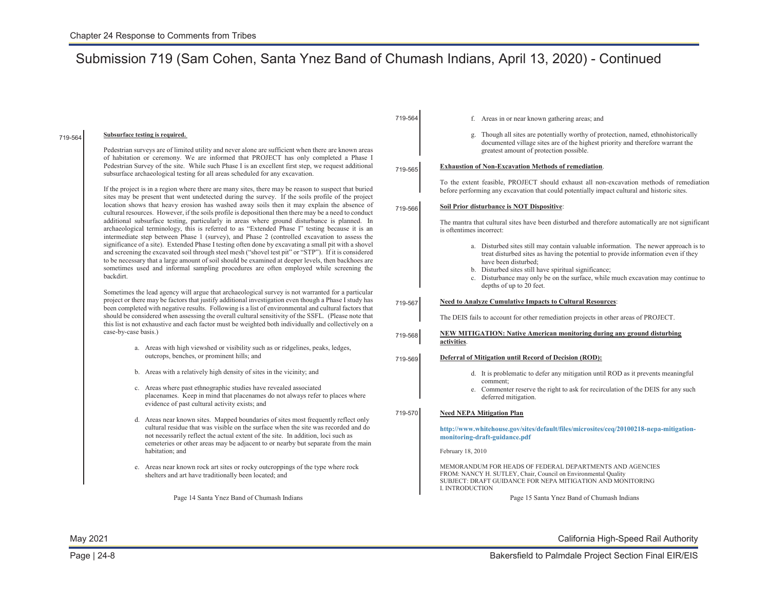## Submission 719 (Sam Cohen, Santa Ynez Band of Chumash Indians, April 13, 2020) - Continued

719-564

**Subsurface testing is required.**

Pedestrian surveys are of limited utility and never alone are sufficient when there are known areas of habitation or ceremony. We are informed that PROJECT has only completed a Phase I Pedestrian Survey of the site. While such Phase I is an excellent first step, we request additional subsurface archaeological testing for all areas scheduled for any excavation.

If the project is in a region where there are many sites, there may be reason to suspect that buried sites may be present that went undetected during the survey. If the soils profile of the project location shows that heavy erosion has washed away soils then it may explain the absence of cultural resources. However, if the soils profile is depositional then there may be a need to conduct additional subsurface testing, particularly in areas where ground disturbance is planned. In archaeological terminology, this is referred to as "Extended Phase I" testing because it is an intermediate step between Phase 1 (survey), and Phase 2 (controlled excavation to assess the significance of a site). Extended Phase I testing often done by excavating a small pit with a shovel and screening the excavated soil through steel mesh ("shovel test pit" or "STP"). If it is considered to be necessary that a large amount of soil should be examined at deeper levels, then backhoes are sometimes used and informal sampling procedures are often employed while screening the backdirt.

Sometimes the lead agency will argue that archaeological survey is not warranted for a particular project or there may be factors that justify additional investigation even though a Phase I study has been completed with negative results. Following is a list of environmental and cultural factors that should be considered when assessing the overall cultural sensitivity of the SSFL. (Please note that this list is not exhaustive and each factor must be weighted both individually and collectively on a case-by-case basis.)

a. Areas with high viewshed or visibility such as or ridgelines, peaks, ledges, outcrops, benches, or prominent hills; and

b. Areas with a relatively high density of sites in the vicinity; and

c. Areas where past ethnographic studies have revealed associated placenames. Keep in mind that placenames do not always refer to places where evidence of past cultural activity exists; and

d. Areas near known sites. Mapped boundaries of sites most frequently reflect only cultural residue that was visible on the surface when the site was recorded and do not necessarily reflect the actual extent of the site. In addition, loci such as cemeteries or other areas may be adjacent to or nearby but separate from the main habitation; and

e. Areas near known rock art sites or rocky outcroppings of the type where rock shelters and art have traditionally been located; and

Page 14 Santa Ynez Band of Chumash Indians

f. Areas in or near known gathering areas; and

g. Though all sites are potentially worthy of protection, named, ethnohistorically documented village sites are of the highest priority and therefore warrant the greatest amount of protection possible.

719-565

**Exhaustion of Non-Excavation Methods of remediation**.

To the extent feasible, PROJECT should exhaust all non-excavation methods of remediation before performing any excavation that could potentially impact cultural and historic sites.

719-566

**Soil Prior disturbance is NOT Dispositive**:

The mantra that cultural sites have been disturbed and therefore automatically are not significant is oftentimes incorrect:

a. Disturbed sites still may contain valuable information. The newer approach is to treat disturbed sites as having the potential to provide information even if they have been disturbed;
b. Disturbed sites still have spiritual significance;
c. Disturbance may only be on the surface, while much excavation may continue to depths of up to 20 feet.

719-567

**Need to Analyze Cumulative Impacts to Cultural Resources**:

The DEIS fails to account for other remediation projects in other areas of PROJECT.

719-568

**NEW MITIGATION: Native American monitoring during any ground disturbing activities**.

719-569

**Deferral of Mitigation until Record of Decision (ROD):**

d. It is problematic to defer any mitigation until ROD as it prevents meaningful comment;
e. Commenter reserve the right to ask for recirculation of the DEIS for any such deferred mitigation.

719-570

**Need NEPA Mitigation Plan**

**http://www.whitehouse.gov/sites/default/files/microsites/ceq/20100218-nepa-mitigation-monitoring-draft-guidance.pdf**

February 18, 2010

MEMORANDUM FOR HEADS OF FEDERAL DEPARTMENTS AND AGENCIES
FROM: NANCY H. SUTLEY, Chair, Council on Environmental Quality
SUBJECT: DRAFT GUIDANCE FOR NEPA MITIGATION AND MONITORING
I. INTRODUCTION

Page 15 Santa Ynez Band of Chumash Indians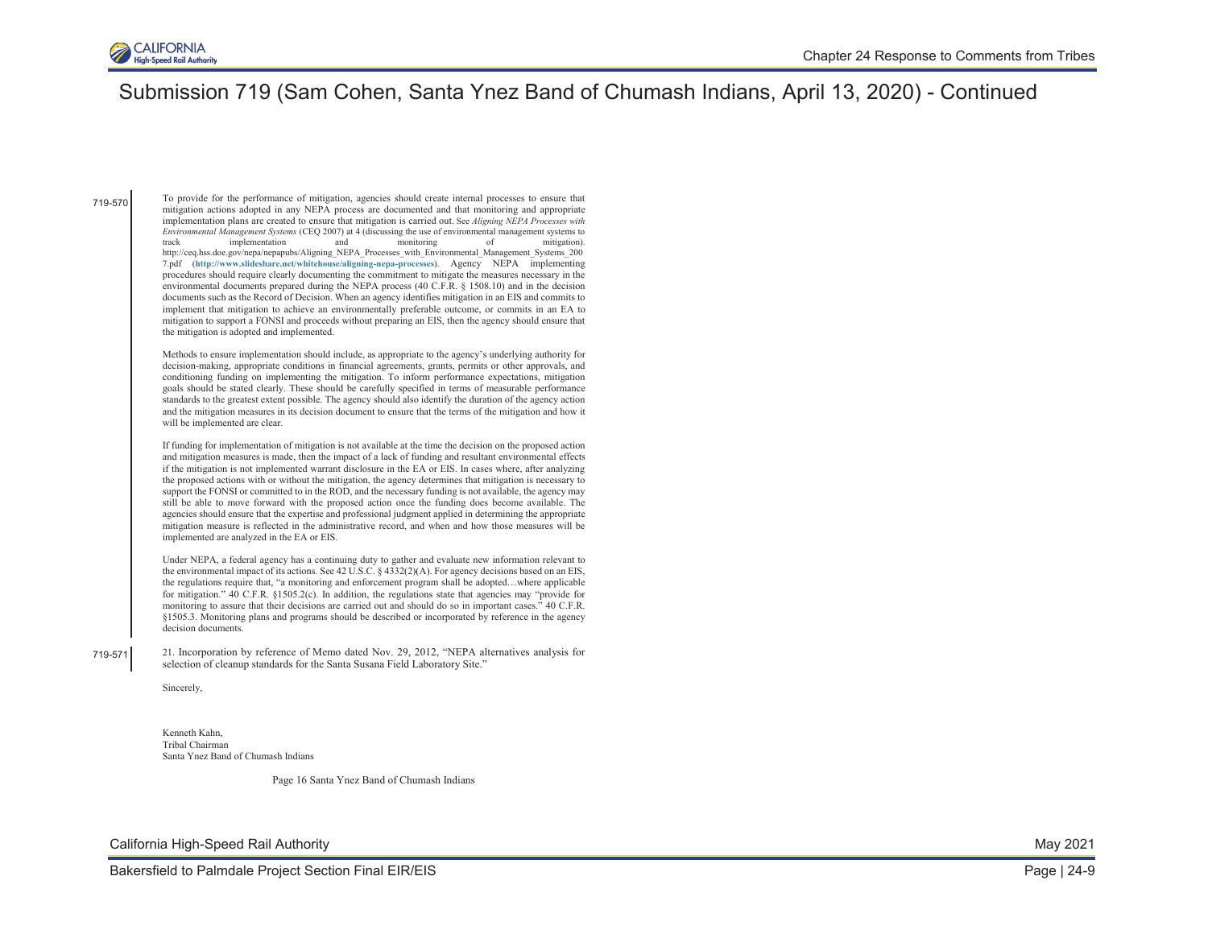# Submission 719 (Sam Cohen, Santa Ynez Band of Chumash Indians, April 13, 2020) - Continued

719-570

To provide for the performance of mitigation, agencies should create internal processes to ensure that mitigation actions adopted in any NEPA process are documented and that monitoring and appropriate implementation plans are created to ensure that mitigation is carried out. See *Aligning NEPA Processes with Environmental Management Systems* (CEQ 2007) at 4 (discussing the use of environmental management systems to track implementation and monitoring of mitigation). http://ceq.hss.doe.gov/nepa/nepapubs/Aligning_NEPA_Processes_with_Environmental_Management_Systems_2007.pdf (**http://www.slideshare.net/whitehouse/aligning-nepa-processes**). Agency NEPA implementing procedures should require clearly documenting the commitment to mitigate the measures necessary in the environmental documents prepared during the NEPA process (40 C.F.R. § 1508.10) and in the decision documents such as the Record of Decision. When an agency identifies mitigation in an EIS and commits to implement that mitigation to achieve an environmentally preferable outcome, or commits in an EA to mitigation to support a FONSI and proceeds without preparing an EIS, then the agency should ensure that the mitigation is adopted and implemented.

Methods to ensure implementation should include, as appropriate to the agency's underlying authority for decision-making, appropriate conditions in financial agreements, grants, permits or other approvals, and conditioning funding on implementing the mitigation. To inform performance expectations, mitigation goals should be stated clearly. These should be carefully specified in terms of measurable performance standards to the greatest extent possible. The agency should also identify the duration of the agency action and the mitigation measures in its decision document to ensure that the terms of the mitigation and how it will be implemented are clear.

If funding for implementation of mitigation is not available at the time the decision on the proposed action and mitigation measures is made, then the impact of a lack of funding and resultant environmental effects if the mitigation is not implemented warrant disclosure in the EA or EIS. In cases where, after analyzing the proposed actions with or without the mitigation, the agency determines that mitigation is necessary to support the FONSI or committed to in the ROD, and the necessary funding is not available, the agency may still be able to move forward with the proposed action once the funding does become available. The agencies should ensure that the expertise and professional judgment applied in determining the appropriate mitigation measure is reflected in the administrative record, and when and how those measures will be implemented are analyzed in the EA or EIS.

Under NEPA, a federal agency has a continuing duty to gather and evaluate new information relevant to the environmental impact of its actions. See 42 U.S.C. § 4332(2)(A). For agency decisions based on an EIS, the regulations require that, "a monitoring and enforcement program shall be adopted…where applicable for mitigation." 40 C.F.R. §1505.2(c). In addition, the regulations state that agencies may "provide for monitoring to assure that their decisions are carried out and should do so in important cases." 40 C.F.R. §1505.3. Monitoring plans and programs should be described or incorporated by reference in the agency decision documents.

719-571

21. Incorporation by reference of Memo dated Nov. 29, 2012, "NEPA alternatives analysis for selection of cleanup standards for the Santa Susana Field Laboratory Site."

Sincerely,

Kenneth Kahn,
Tribal Chairman
Santa Ynez Band of Chumash Indians

Page 16 Santa Ynez Band of Chumash Indians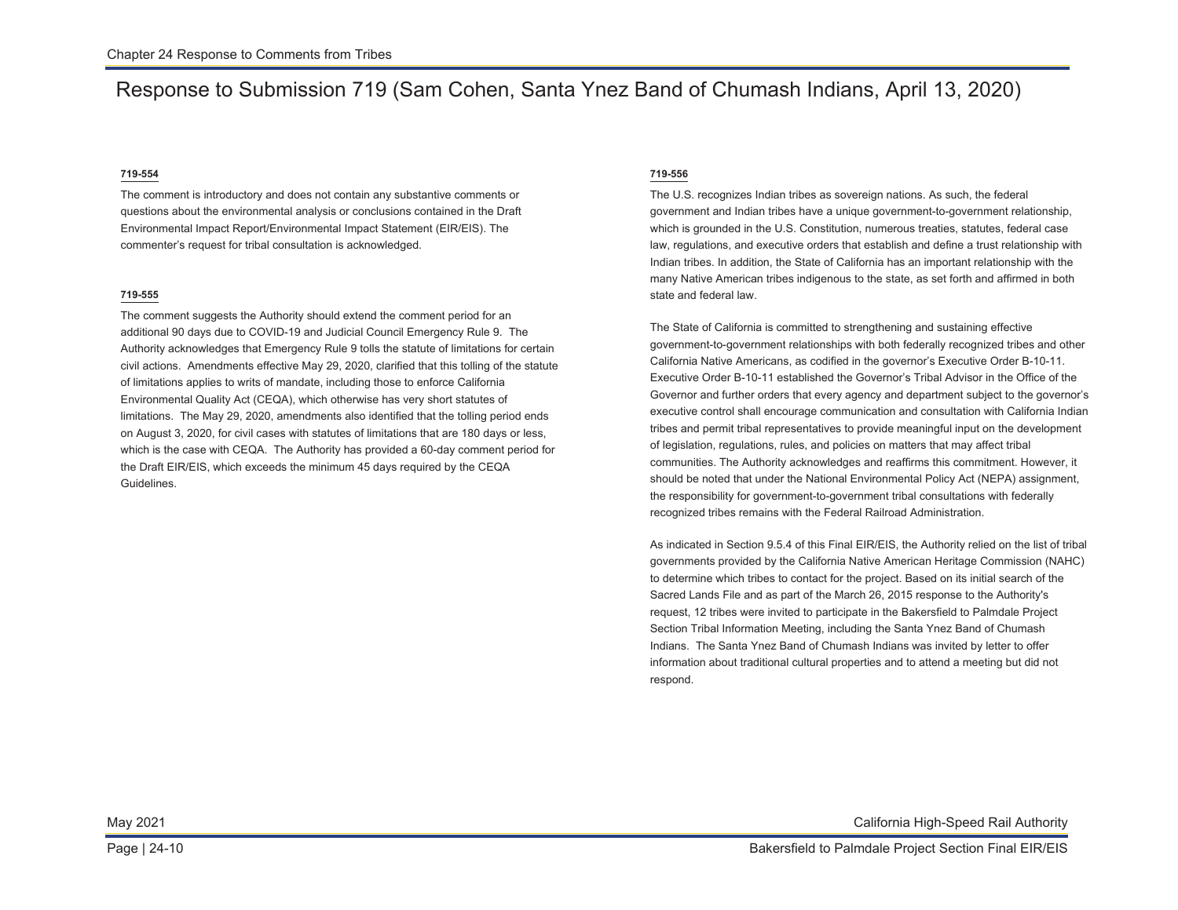# Response to Submission 719 (Sam Cohen, Santa Ynez Band of Chumash Indians, April 13, 2020)

**719-554**

The comment is introductory and does not contain any substantive comments or questions about the environmental analysis or conclusions contained in the Draft Environmental Impact Report/Environmental Impact Statement (EIR/EIS). The commenter's request for tribal consultation is acknowledged.

**719-555**

The comment suggests the Authority should extend the comment period for an additional 90 days due to COVID-19 and Judicial Council Emergency Rule 9. The Authority acknowledges that Emergency Rule 9 tolls the statute of limitations for certain civil actions. Amendments effective May 29, 2020, clarified that this tolling of the statute of limitations applies to writs of mandate, including those to enforce California Environmental Quality Act (CEQA), which otherwise has very short statutes of limitations. The May 29, 2020, amendments also identified that the tolling period ends on August 3, 2020, for civil cases with statutes of limitations that are 180 days or less, which is the case with CEQA. The Authority has provided a 60-day comment period for the Draft EIR/EIS, which exceeds the minimum 45 days required by the CEQA Guidelines.

**719-556**

The U.S. recognizes Indian tribes as sovereign nations. As such, the federal government and Indian tribes have a unique government-to-government relationship, which is grounded in the U.S. Constitution, numerous treaties, statutes, federal case law, regulations, and executive orders that establish and define a trust relationship with Indian tribes. In addition, the State of California has an important relationship with the many Native American tribes indigenous to the state, as set forth and affirmed in both state and federal law.

The State of California is committed to strengthening and sustaining effective government-to-government relationships with both federally recognized tribes and other California Native Americans, as codified in the governor's Executive Order B-10-11. Executive Order B-10-11 established the Governor's Tribal Advisor in the Office of the Governor and further orders that every agency and department subject to the governor's executive control shall encourage communication and consultation with California Indian tribes and permit tribal representatives to provide meaningful input on the development of legislation, regulations, rules, and policies on matters that may affect tribal communities. The Authority acknowledges and reaffirms this commitment. However, it should be noted that under the National Environmental Policy Act (NEPA) assignment, the responsibility for government-to-government tribal consultations with federally recognized tribes remains with the Federal Railroad Administration.

As indicated in Section 9.5.4 of this Final EIR/EIS, the Authority relied on the list of tribal governments provided by the California Native American Heritage Commission (NAHC) to determine which tribes to contact for the project. Based on its initial search of the Sacred Lands File and as part of the March 26, 2015 response to the Authority's request, 12 tribes were invited to participate in the Bakersfield to Palmdale Project Section Tribal Information Meeting, including the Santa Ynez Band of Chumash Indians. The Santa Ynez Band of Chumash Indians was invited by letter to offer information about traditional cultural properties and to attend a meeting but did not respond.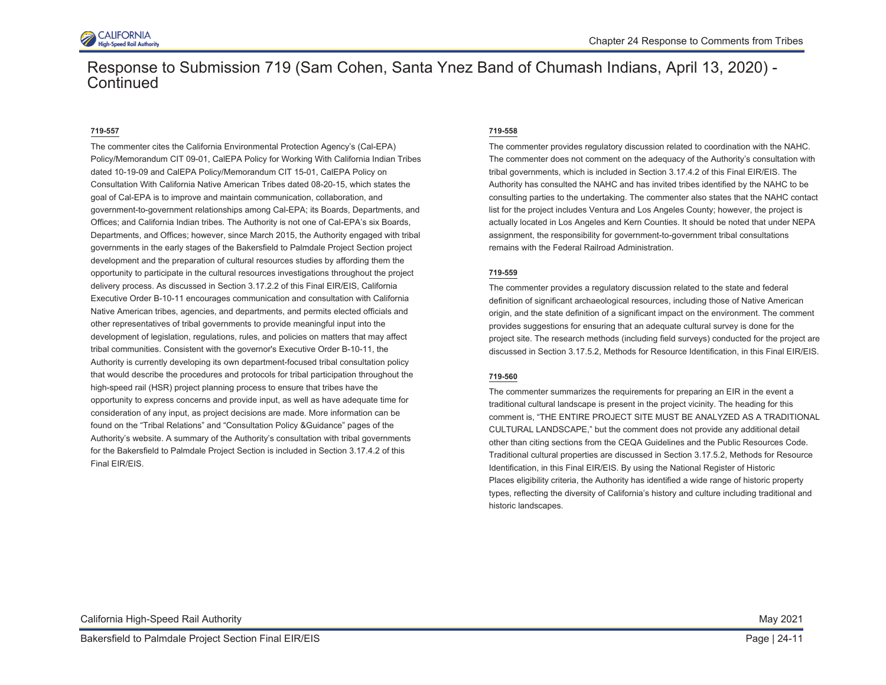# Response to Submission 719 (Sam Cohen, Santa Ynez Band of Chumash Indians, April 13, 2020) - Continued

**719-557**

The commenter cites the California Environmental Protection Agency's (Cal-EPA) Policy/Memorandum CIT 09-01, CalEPA Policy for Working With California Indian Tribes dated 10-19-09 and CalEPA Policy/Memorandum CIT 15-01, CalEPA Policy on Consultation With California Native American Tribes dated 08-20-15, which states the goal of Cal-EPA is to improve and maintain communication, collaboration, and government-to-government relationships among Cal-EPA; its Boards, Departments, and Offices; and California Indian tribes. The Authority is not one of Cal-EPA's six Boards, Departments, and Offices; however, since March 2015, the Authority engaged with tribal governments in the early stages of the Bakersfield to Palmdale Project Section project development and the preparation of cultural resources studies by affording them the opportunity to participate in the cultural resources investigations throughout the project delivery process. As discussed in Section 3.17.2.2 of this Final EIR/EIS, California Executive Order B-10-11 encourages communication and consultation with California Native American tribes, agencies, and departments, and permits elected officials and other representatives of tribal governments to provide meaningful input into the development of legislation, regulations, rules, and policies on matters that may affect tribal communities. Consistent with the governor's Executive Order B-10-11, the Authority is currently developing its own department-focused tribal consultation policy that would describe the procedures and protocols for tribal participation throughout the high-speed rail (HSR) project planning process to ensure that tribes have the opportunity to express concerns and provide input, as well as have adequate time for consideration of any input, as project decisions are made. More information can be found on the "Tribal Relations" and "Consultation Policy &Guidance" pages of the Authority's website. A summary of the Authority's consultation with tribal governments for the Bakersfield to Palmdale Project Section is included in Section 3.17.4.2 of this Final EIR/EIS.

**719-558**

The commenter provides regulatory discussion related to coordination with the NAHC. The commenter does not comment on the adequacy of the Authority's consultation with tribal governments, which is included in Section 3.17.4.2 of this Final EIR/EIS. The Authority has consulted the NAHC and has invited tribes identified by the NAHC to be consulting parties to the undertaking. The commenter also states that the NAHC contact list for the project includes Ventura and Los Angeles County; however, the project is actually located in Los Angeles and Kern Counties. It should be noted that under NEPA assignment, the responsibility for government-to-government tribal consultations remains with the Federal Railroad Administration.

**719-559**

The commenter provides a regulatory discussion related to the state and federal definition of significant archaeological resources, including those of Native American origin, and the state definition of a significant impact on the environment. The comment provides suggestions for ensuring that an adequate cultural survey is done for the project site. The research methods (including field surveys) conducted for the project are discussed in Section 3.17.5.2, Methods for Resource Identification, in this Final EIR/EIS.

**719-560**

The commenter summarizes the requirements for preparing an EIR in the event a traditional cultural landscape is present in the project vicinity. The heading for this comment is, "THE ENTIRE PROJECT SITE MUST BE ANALYZED AS A TRADITIONAL CULTURAL LANDSCAPE," but the comment does not provide any additional detail other than citing sections from the CEQA Guidelines and the Public Resources Code. Traditional cultural properties are discussed in Section 3.17.5.2, Methods for Resource Identification, in this Final EIR/EIS. By using the National Register of Historic Places eligibility criteria, the Authority has identified a wide range of historic property types, reflecting the diversity of California's history and culture including traditional and historic landscapes.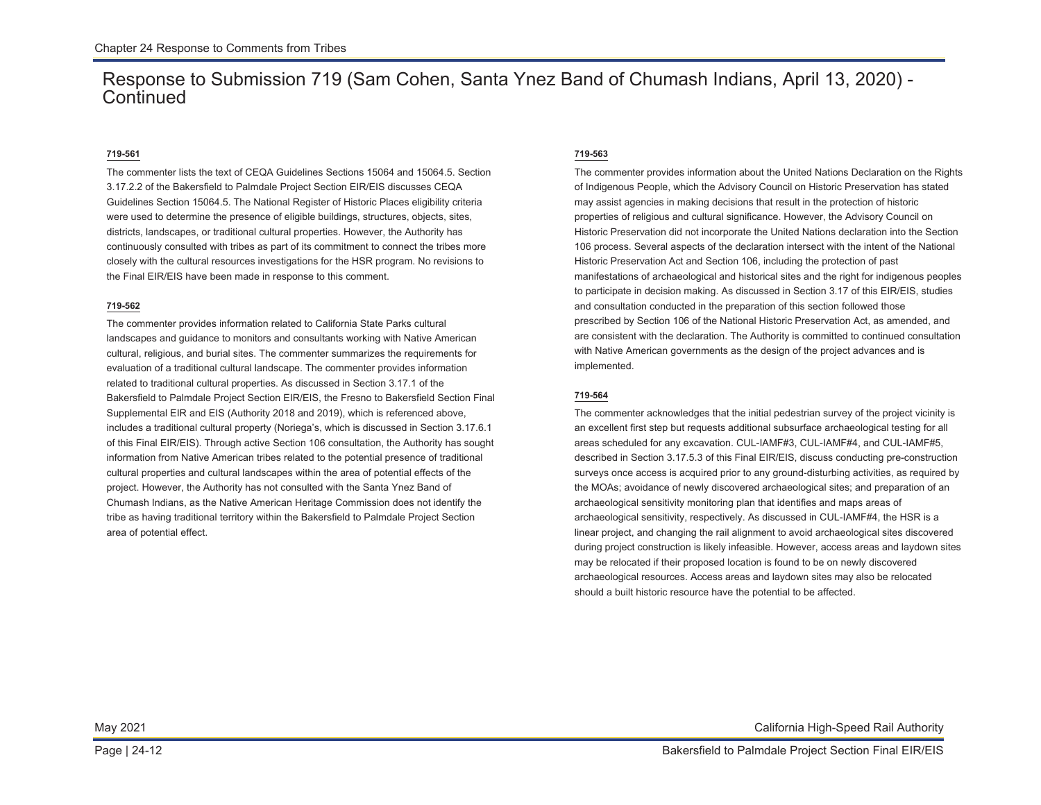# Response to Submission 719 (Sam Cohen, Santa Ynez Band of Chumash Indians, April 13, 2020) - Continued

**719-561**

The commenter lists the text of CEQA Guidelines Sections 15064 and 15064.5. Section 3.17.2.2 of the Bakersfield to Palmdale Project Section EIR/EIS discusses CEQA Guidelines Section 15064.5. The National Register of Historic Places eligibility criteria were used to determine the presence of eligible buildings, structures, objects, sites, districts, landscapes, or traditional cultural properties. However, the Authority has continuously consulted with tribes as part of its commitment to connect the tribes more closely with the cultural resources investigations for the HSR program. No revisions to the Final EIR/EIS have been made in response to this comment.

**719-562**

The commenter provides information related to California State Parks cultural landscapes and guidance to monitors and consultants working with Native American cultural, religious, and burial sites. The commenter summarizes the requirements for evaluation of a traditional cultural landscape. The commenter provides information related to traditional cultural properties. As discussed in Section 3.17.1 of the Bakersfield to Palmdale Project Section EIR/EIS, the Fresno to Bakersfield Section Final Supplemental EIR and EIS (Authority 2018 and 2019), which is referenced above, includes a traditional cultural property (Noriega's, which is discussed in Section 3.17.6.1 of this Final EIR/EIS). Through active Section 106 consultation, the Authority has sought information from Native American tribes related to the potential presence of traditional cultural properties and cultural landscapes within the area of potential effects of the project. However, the Authority has not consulted with the Santa Ynez Band of Chumash Indians, as the Native American Heritage Commission does not identify the tribe as having traditional territory within the Bakersfield to Palmdale Project Section area of potential effect.

**719-563**

The commenter provides information about the United Nations Declaration on the Rights of Indigenous People, which the Advisory Council on Historic Preservation has stated may assist agencies in making decisions that result in the protection of historic properties of religious and cultural significance. However, the Advisory Council on Historic Preservation did not incorporate the United Nations declaration into the Section 106 process. Several aspects of the declaration intersect with the intent of the National Historic Preservation Act and Section 106, including the protection of past manifestations of archaeological and historical sites and the right for indigenous peoples to participate in decision making. As discussed in Section 3.17 of this EIR/EIS, studies and consultation conducted in the preparation of this section followed those prescribed by Section 106 of the National Historic Preservation Act, as amended, and are consistent with the declaration. The Authority is committed to continued consultation with Native American governments as the design of the project advances and is implemented.

**719-564**

The commenter acknowledges that the initial pedestrian survey of the project vicinity is an excellent first step but requests additional subsurface archaeological testing for all areas scheduled for any excavation. CUL-IAMF#3, CUL-IAMF#4, and CUL-IAMF#5, described in Section 3.17.5.3 of this Final EIR/EIS, discuss conducting pre-construction surveys once access is acquired prior to any ground-disturbing activities, as required by the MOAs; avoidance of newly discovered archaeological sites; and preparation of an archaeological sensitivity monitoring plan that identifies and maps areas of archaeological sensitivity, respectively. As discussed in CUL-IAMF#4, the HSR is a linear project, and changing the rail alignment to avoid archaeological sites discovered during project construction is likely infeasible. However, access areas and laydown sites may be relocated if their proposed location is found to be on newly discovered archaeological resources. Access areas and laydown sites may also be relocated should a built historic resource have the potential to be affected.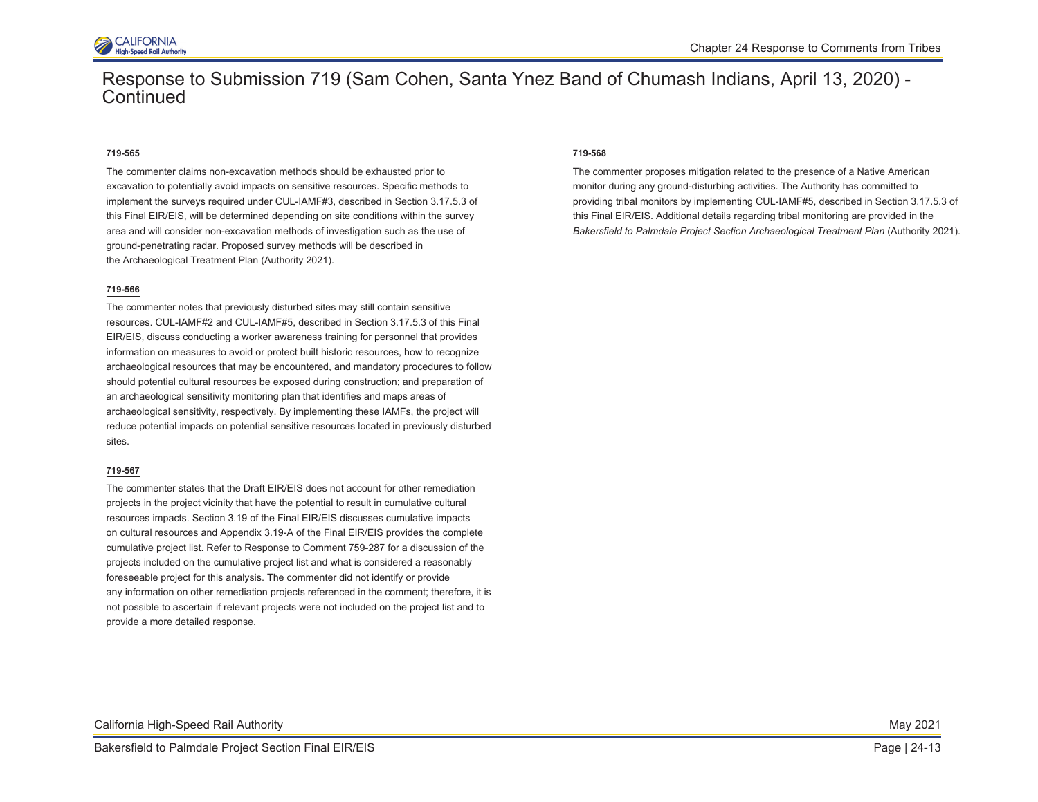# Response to Submission 719 (Sam Cohen, Santa Ynez Band of Chumash Indians, April 13, 2020) - Continued

**719-565**

The commenter claims non-excavation methods should be exhausted prior to excavation to potentially avoid impacts on sensitive resources. Specific methods to implement the surveys required under CUL-IAMF#3, described in Section 3.17.5.3 of this Final EIR/EIS, will be determined depending on site conditions within the survey area and will consider non-excavation methods of investigation such as the use of ground-penetrating radar. Proposed survey methods will be described in the Archaeological Treatment Plan (Authority 2021).

**719-566**

The commenter notes that previously disturbed sites may still contain sensitive resources. CUL-IAMF#2 and CUL-IAMF#5, described in Section 3.17.5.3 of this Final EIR/EIS, discuss conducting a worker awareness training for personnel that provides information on measures to avoid or protect built historic resources, how to recognize archaeological resources that may be encountered, and mandatory procedures to follow should potential cultural resources be exposed during construction; and preparation of an archaeological sensitivity monitoring plan that identifies and maps areas of archaeological sensitivity, respectively. By implementing these IAMFs, the project will reduce potential impacts on potential sensitive resources located in previously disturbed sites.

**719-567**

The commenter states that the Draft EIR/EIS does not account for other remediation projects in the project vicinity that have the potential to result in cumulative cultural resources impacts. Section 3.19 of the Final EIR/EIS discusses cumulative impacts on cultural resources and Appendix 3.19-A of the Final EIR/EIS provides the complete cumulative project list. Refer to Response to Comment 759-287 for a discussion of the projects included on the cumulative project list and what is considered a reasonably foreseeable project for this analysis. The commenter did not identify or provide any information on other remediation projects referenced in the comment; therefore, it is not possible to ascertain if relevant projects were not included on the project list and to provide a more detailed response.

**719-568**

The commenter proposes mitigation related to the presence of a Native American monitor during any ground-disturbing activities. The Authority has committed to providing tribal monitors by implementing CUL-IAMF#5, described in Section 3.17.5.3 of this Final EIR/EIS. Additional details regarding tribal monitoring are provided in the *Bakersfield to Palmdale Project Section Archaeological Treatment Plan* (Authority 2021).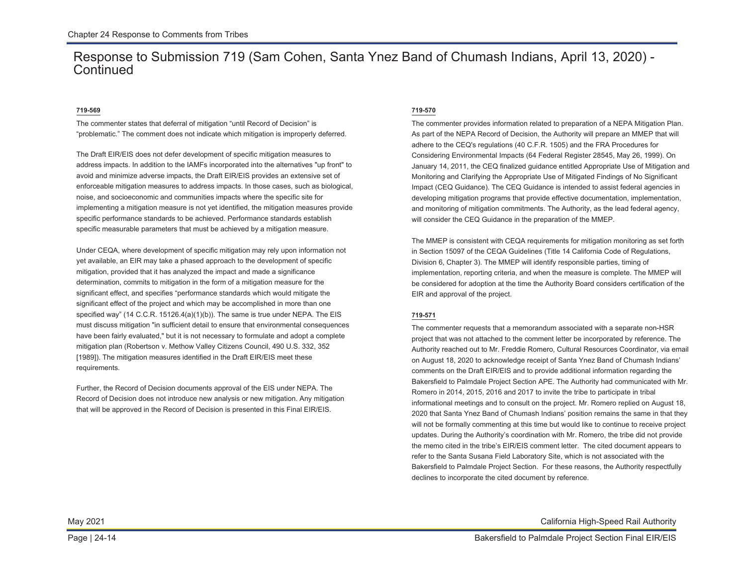# Response to Submission 719 (Sam Cohen, Santa Ynez Band of Chumash Indians, April 13, 2020) - Continued

**719-569**

The commenter states that deferral of mitigation "until Record of Decision" is "problematic." The comment does not indicate which mitigation is improperly deferred.

The Draft EIR/EIS does not defer development of specific mitigation measures to address impacts. In addition to the IAMFs incorporated into the alternatives "up front" to avoid and minimize adverse impacts, the Draft EIR/EIS provides an extensive set of enforceable mitigation measures to address impacts. In those cases, such as biological, noise, and socioeconomic and communities impacts where the specific site for implementing a mitigation measure is not yet identified, the mitigation measures provide specific performance standards to be achieved. Performance standards establish specific measurable parameters that must be achieved by a mitigation measure.

Under CEQA, where development of specific mitigation may rely upon information not yet available, an EIR may take a phased approach to the development of specific mitigation, provided that it has analyzed the impact and made a significance determination, commits to mitigation in the form of a mitigation measure for the significant effect, and specifies "performance standards which would mitigate the significant effect of the project and which may be accomplished in more than one specified way" (14 C.C.R. 15126.4(a)(1)(b)). The same is true under NEPA. The EIS must discuss mitigation "in sufficient detail to ensure that environmental consequences have been fairly evaluated," but it is not necessary to formulate and adopt a complete mitigation plan (Robertson v. Methow Valley Citizens Council, 490 U.S. 332, 352 [1989]). The mitigation measures identified in the Draft EIR/EIS meet these requirements.

Further, the Record of Decision documents approval of the EIS under NEPA. The Record of Decision does not introduce new analysis or new mitigation. Any mitigation that will be approved in the Record of Decision is presented in this Final EIR/EIS.

**719-570**

The commenter provides information related to preparation of a NEPA Mitigation Plan. As part of the NEPA Record of Decision, the Authority will prepare an MMEP that will adhere to the CEQ's regulations (40 C.F.R. 1505) and the FRA Procedures for Considering Environmental Impacts (64 Federal Register 28545, May 26, 1999). On January 14, 2011, the CEQ finalized guidance entitled Appropriate Use of Mitigation and Monitoring and Clarifying the Appropriate Use of Mitigated Findings of No Significant Impact (CEQ Guidance). The CEQ Guidance is intended to assist federal agencies in developing mitigation programs that provide effective documentation, implementation, and monitoring of mitigation commitments. The Authority, as the lead federal agency, will consider the CEQ Guidance in the preparation of the MMEP.

The MMEP is consistent with CEQA requirements for mitigation monitoring as set forth in Section 15097 of the CEQA Guidelines (Title 14 California Code of Regulations, Division 6, Chapter 3). The MMEP will identify responsible parties, timing of implementation, reporting criteria, and when the measure is complete. The MMEP will be considered for adoption at the time the Authority Board considers certification of the EIR and approval of the project.

**719-571**

The commenter requests that a memorandum associated with a separate non-HSR project that was not attached to the comment letter be incorporated by reference. The Authority reached out to Mr. Freddie Romero, Cultural Resources Coordinator, via email on August 18, 2020 to acknowledge receipt of Santa Ynez Band of Chumash Indians' comments on the Draft EIR/EIS and to provide additional information regarding the Bakersfield to Palmdale Project Section APE. The Authority had communicated with Mr. Romero in 2014, 2015, 2016 and 2017 to invite the tribe to participate in tribal informational meetings and to consult on the project. Mr. Romero replied on August 18, 2020 that Santa Ynez Band of Chumash Indians' position remains the same in that they will not be formally commenting at this time but would like to continue to receive project updates. During the Authority's coordination with Mr. Romero, the tribe did not provide the memo cited in the tribe's EIR/EIS comment letter. The cited document appears to refer to the Santa Susana Field Laboratory Site, which is not associated with the Bakersfield to Palmdale Project Section. For these reasons, the Authority respectfully declines to incorporate the cited document by reference.